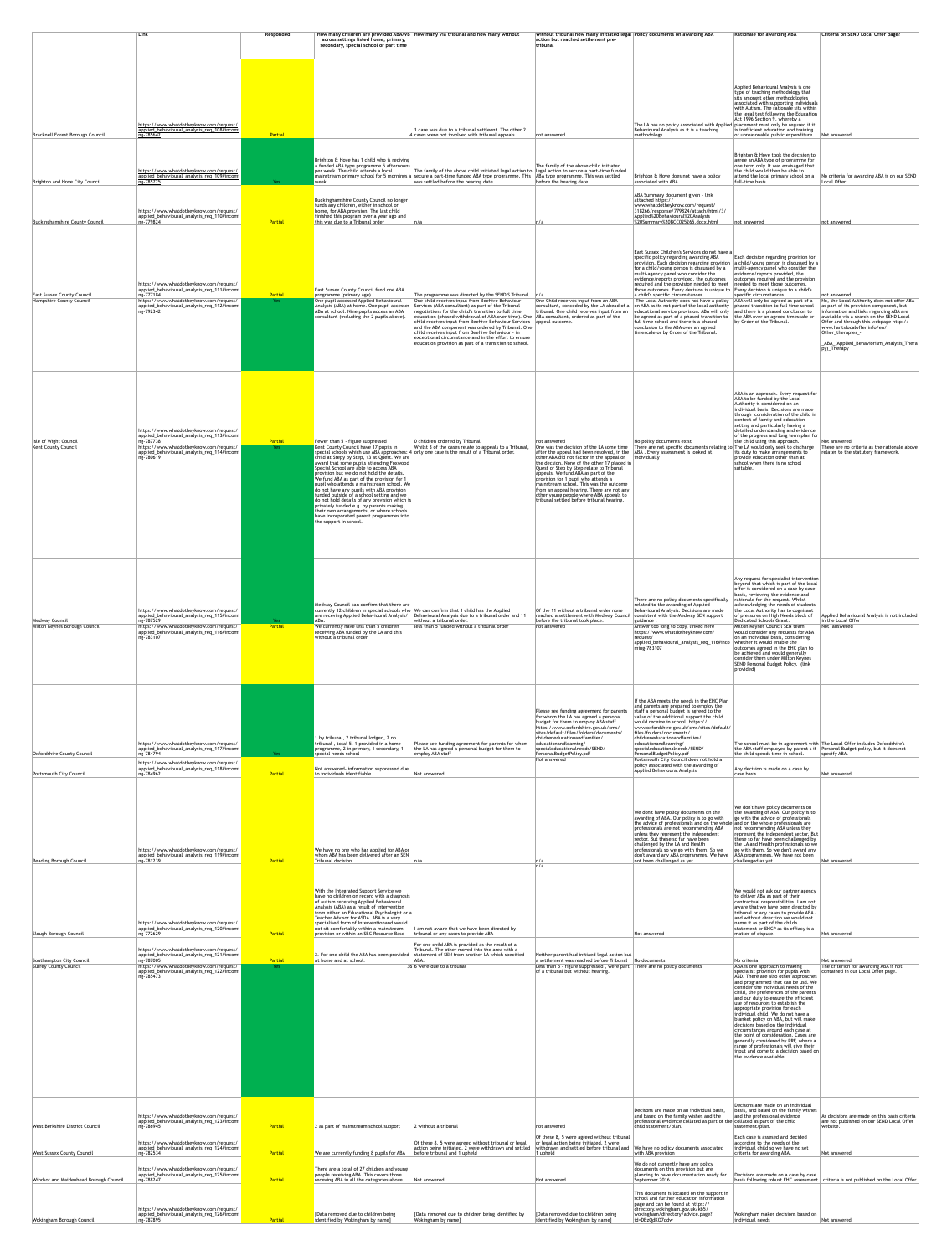| | Link | Responded | How many children are provided ABA/VB across settings listed home, primary, secondary, special school or part time | How many via tribunal and how many without | Without tribunal how many initiated legal action but reached settlement pre-tribunal | Policy documents on awarding ABA | Rationale for awarding ABA | Criteria on SEND Local Offer page? |
|---|---|---|---|---|---|---|---|---|
| Bracknell Forest Borough Council | https://www.whatdotheyknow.com/request/applied_behavioural_analysis_req_108#incoming-785642 | Partial | | 1 case was due to a tribunal settlement. The other 2 4 cases were not involved with tribunal appeals | not answered | The LA has no policy associated with Applied Behavioural Analysis as it is a teaching methodology | Applied Behavioural Analysis is one type of teaching methodology that sits amongst other methodologies associated with supporting individuals with Autism. The rationale sits within the legal test following the Education Act 1996 Section 9, whereby a placement must only be regued if it is inefficient education and training or unreasonable public expenditure. | Not answered |
| Brighton and Hove City Council | https://www.whatdotheyknow.com/request/applied_behavioural_analysis_req_109#incoming-785725 | Yes | Brighton & Hove has 1 child who is reciving a funded ABA type programme 5 afternoons per week. The child attends a local mainstream primary school for 5 mornings a week. | The family of the above child initiated legal action to secure a part-time funded ABA type programme. This was settled before the hearing date. | The family of the above child initiated legal action to secure a part-time funded ABA type programme. This was settled before the hearing date. | Brighton & Hove does not have a policy associated with ABA | Brighton & Hove took the decision to agree an ABA type of programme for one term only. It was envisaged that the child would then be able to attend the local primary school on a full-time basis. | No criteria for awarding ABA is on our SEND Local Offer |
| Buckinghamshire County Council | https://www.whatdotheyknow.com/request/applied_behavioural_analysis_req_110#incoming-779824 | Partial | Buckinghamshire County Council no longer funds any children, either in school or home, for ABA provision. The last child finished this program over a year ago and this was due to a Tribunal order | n/a | n/a | ABA Summary document given - link attached https://www.whatdotheyknow.com/request/318266/response/779824/attach/html/3/Applied%20Behavioural%20Analysis%20summary%20BCC02526S.docx.html | not answered | not answered |
| East Sussex County Council | https://www.whatdotheyknow.com/request/applied_behavioural_analysis_req_111#incoming-777184 | Partial | East Sussex County Council fund one ABA programme (primary age) | The programme was directed by the SENDIS Tribunal | n/a | East Sussex Children's Services do not have a specific policy regarding awarding ABA provision. Each decision regarding provision for a child/young person is discussed by a multi-agency panel who consider the evidence/reports provided, the outcomes required and the provision needed to meet those outcomes. Every decision is unique to a child's specific circumstances. | Each decision regarding provision for a child/young person is discussed by a multi-agency panel who consider the evidence/reports provided, the outcomes required and the provision needed to meet those outcomes. Every decision is unique to a child's specific circumstances. | not answered |
| Hampshire County Council | https://www.whatdotheyknow.com/request/applied_behavioural_analysis_req_112#incoming-792342 | Yes | One pupil accessed Applied Behavioural Analysis (ABA) at home. One pupil accesses ABA at school. Nine pupils access an ABA consultant (including the 2 pupils above). | One child receives input from Beehive Behaviour Services (ABA consultant) as part of the Tribunal negotiations for the child's transition to full time education (phased withdrawal of ABA over time). One child receives input from Beehive Behaviour Services and the ABA component was ordered by Tribunal. One child receives input from Beehive Behaviour - in exceptional circumstance and in the effort to ensure education provision as part of a transition to school. | One Child receives input from an ABA consultant, conceded by the LA ahead of a tribunal. One child receives input from an ABA consultant, ordered as part of the appeal outcome. | The Local Authority does not have a policy on ABA as its not part of the local authority educational service provision. ABA will only be agreed as part of a phased transition to full time school and there is a phased conclusion to the ABA over an agreed timescale or by Order of the Tribunal. | ABA will only be agreed as part of a phased transition to full time school and there is a phased conclusion to the ABA over an agreed timescale or by Order of the Tribunal. | No, the Local Authority does not offer ABA as part of its provision component, but information and links regarding ABA are available via a search on the SEND Local Offer and through this webpage http://www.hantslocaloffer.info/en/Other_therapies_-_ABA_(Applied_Behaviorism_Analysis_Therapy)_Therapy |
| Isle of Wight Council | https://www.whatdotheyknow.com/request/applied_behavioural_analysis_req_113#incoming-787738 | Partial | Fewer than 5 - figure suppressed | 0 children ordered by Tribunal | not answered | No policy documents exist | ABA is an approach. Every request for ABA to be funded by the Local Authority is considered on an individual basis. Decisions are made through consideration of the child in context of family and education setting and particularly having a detailed understanding and evidence of the progress and long term plan for the child using this approach. | Not answered |
| Kent County Council | https://www.whatdotheyknow.com/request/applied_behavioural_analysis_req_114#incoming-780619 | Yes | Kent County Council have 17 pupils in special schools which use ABA approaches: 4 child at Steps by Step, 13 at Quest. We are aware that some pupils attending Foxwood Special School are able to access ABA provision but we do not hold the details. We fund ABA as part of the provision for 1 pupil who attends a mainstream school. We do not have any pupils with ABA provision funded outside of a school setting and we do not hold details of any provision which is privately funded e.g. by parents making their own arrangements, or where schools have incorporated parent programmes into the support in school. | Whilst 3 of the cases relate to appeals to a Tribunal, only one case is the result of a Tribunal order. | One was the decision of the LA some time after the appeal had been resolved, in the other ABA did not factor in the appeal or the decision. None of the other 17 placed in Quest or Step by Step relate to Tribunal appeals. We fund ABA as part of the provision for 1 pupil who attends a mainstream school. This was the outcome from an appeal hearing. There are not any other young people where ABA appeals to tribunal settled before tribunal hearing. | There are not specific documents relating to ABA . Every assessment is looked at individually | The LA would only seek to discharge its duty to make arrangements to provide education other than at school when there is no school suitable. | There are no criteria as the rationale above relates to the statutory framework. |
| Medway Council | https://www.whatdotheyknow.com/request/applied_behavioural_analysis_req_115#incoming-787529 | Yes | Medway Council can confirm that there are currently 12 children in special schools who are receiving Applied Behavioural Analysis/ABA. | We can confirm that 1 child has the Applied Behavioural Analysis due to a tribunal order and 11 without a tribunal order. | Of the 11 without a tribunal order none reached a settlement with Medway Council before the tribunal took place. | There are no policy documents specifically related to the awarding of Applied Behavioural Analysis. Decisions are made consistent with the Medway SEN support guidance | Any request for specialist intervention beyond that which is part of the local offer is considered on a case by case basis, reviewing the evidence and rationale for the request. Whilst acknowledging the needs of students the Local Authority has to cognisant of pressures on High Needs block of Dedicated Schools Grant. | Applied Behavioural Analysis is not included in the Local Offer |
| Milton Keynes Borough Council | https://www.whatdotheyknow.com/request/applied_behavioural_analysis_req_116#incoming-783107 | Partial | We currently have less than 5 children receiving ABA funded by the LA and this without a tribunal order. | less than 5 funded without a tribunal order | not answered | Answer too long to copy, linked here https://www.whatdotheyknow.com/request/applied_behavioural_analysis_req_116#incoming-783107 | Milton Keynes Council SEN team would consider any requests for ABA on an individual basis, considering whether it would enable the outcomes agreed in the EHC plan to be achieved and would generally consider them under Milton Keynes SEND Personal Budget Policy. (link provided) | Not answered |
| Oxfordshire County Council | https://www.whatdotheyknow.com/request/applied_behavioural_analysis_req_117#incoming-784794 | Yes | 1 by tribunal, 2 tribunal lodged, 2 no tribunal , total 5. 1 provided in a home programme, 2 in primary, 1 secondary, 1 special needs school | Please see funding agreement for parents for whom the LA has agreed a personal budget for them to employ ABA staff | Please see funding agreement for parents for whom the LA has agreed a personal budget for them to employ ABA staff https://www.oxfordshire.gov.uk/cms/sites/default/files/folders/documents/childreneducationandfamilies/educationandlearning/specialeducationalneeds/SEND/PersonalBudgetPolicy.pdf | If the ABA meets the needs in the EHC Plan and parents are prepared to employ the staff a personal budget is agreed to the value of the additional support the child would receive in school. https://www.oxfordshire.gov.uk/cms/sites/default/files/folders/documents/childreneducationandfamilies/educationandlearning/specialeducationalneeds/SEND/PersonalBudgetPolicy.pdf | The school must be in agreement with the ABA staff employed by parent s if the child spends time in school. | The Local Offer includes Oxfordshire's Personal Budget policy, but it does not specify ABA. |
| Portsmouth City Council | https://www.whatdotheyknow.com/request/applied_behavioural_analysis_req_118#incoming-784962 | Partial | Not answered- Information suppressed due to individuals identifiable | Not answered | Not answered | Portsmouth City Council does not hold a policy associated with the awarding of Applied Behavioural Analysis | Any decision is made on a case by case basis | Not answered |
| Reading Borough Council | https://www.whatdotheyknow.com/request/applied_behavioural_analysis_req_119#incoming-781239 | Partial | We have no one who has applied for ABA or whom ABA has been delivered after an SEN Tribunal decision | n/a | n/a | We don't have policy documents on the awarding of ABA. Our policy is to go with the advice of professionals and on the whole professionals are not recommending ABA unless they represent the independent sector. But these so far have been challenged by the LA and Health professionals so we go with them. So we don't award any ABA programmes. We have not been challenged as yet. | We don't have policy documents on the awarding of ABA. Our policy is to go with the advice of professionals and on the whole professionals are not recommending ABA unless they represent the independent sector. But these so far have been challenged by the LA and Health professionals so we go with them. So we don't award any ABA programmes. We have not been challenged as yet. | Not answered |
| Slough Borough Council | https://www.whatdotheyknow.com/request/applied_behavioural_analysis_req_120#incoming-772629 | Partial | With the Integrated Support Service we have no children on record with a diagnosis of autism receiving Applied Behavioural Analysis (ABA) as a result of intervention from either an Educational Psychologist or a Teacher Advisor for ASDA. ABA is a very specialised form of Interventionand would not sit comfortably within a mainstream provision or within an SBC Resource Base | I am not aware that we have been directed by tribunal or any cases to provide ABA | n/a | Not answered | We would not ask our partner agency to deliver ABA as part of their contractual responsibilities. I am not aware that we have been directed by tribunal or any cases to provide ABA - and without direction we would not name it as part of the child's statement or EHCP as its efficacy is a matter of dispute. | Not answered |
| Southampton City Council | https://www.whatdotheyknow.com/request/applied_behavioural_analysis_req_121#incoming-787005 | Partial | 2. For one child the ABA has been provided at home and at school. | For one child ABA is provided as the result of a Tribunal. The other moved into the area with a statement of SEN from another LA which specified ABA. | Neither parent had initiaed legal action but a settlement was reached before Tribunal | No documents | No criteria | Not answered |
| Surrey County Council | https://www.whatdotheyknow.com/request/applied_behavioural_analysis_req_122#incoming-785473 | Yes | | 36 6 were due to a tribunal | Less than 5 - figure suppressed , were part of a tribunal but without hearing. | There are no policy documents | ABA is one approach to making specialist provision for pupils with ASD. There are also other approaches and programmed that can be ued. We consider the individual needs of the child, the preferences of the parents and our duty to ensure the efficient use of resources to establish the appropriate provision for each individual child. We do not have a blanket policy on ABA, but will make decisions based on the individual circumstances around each case at the point of consideration. Cases are generally considered by PRF, where a range of professionals will give their input and come to a decision based on the evidence available | The criterion for awarding ABA is not contained in our Local Offer page. |
| West Berkshire District Council | https://www.whatdotheyknow.com/request/applied_behavioural_analysis_req_123#incoming-786945 | Partial | 2 as part of mainstream school support | 2 without a tribunal | not answered | Decisions are made on an individual basis, and based on the family wishes and the professional evidence collated as part of the child statement/plan. | Decisions are made on an individual basis, and based on the family wishes and the professional evidence collated as part of the child statement/plan. | As decisions are made on this basis criteria are not published on our SEND Local Offer website. |
| West Sussex County Council | https://www.whatdotheyknow.com/request/applied_behavioural_analysis_req_124#incoming-782534 | Partial | We are currently funding 8 pupils for ABA | Of these 8, 5 were agreed without tribunal or legal action being initiated. 2 were withdrawn and settled before tribunal and 1 upheld | Of these 8, 5 were agreed without tribunal or legal action being initiated. 2 were withdrawn and settled before tribunal and 1 upheld | We have no policy documents associated with ABA provision | Each case is assessed and decided according to the needs of the individual child so we have no set criteria for awarding ABA. | Not answered |
| Windsor and Maidenhead Borough Council | https://www.whatdotheyknow.com/request/applied_behavioural_analysis_req_125#incoming-788247 | Partial | There are a total of 27 children and young people receiving ABA. This covers those receving ABA in all the categories above. | Not answered | Not answered | We do not currently have any policy documents on this provision but are planning to have documentation ready for September 2016. | Decisions are made on a case by case basis following robust EHC assessment | criteria is not published on the Local Offer. |
| Wokingham Borough Council | https://www.whatdotheyknow.com/request/applied_behavioural_analysis_req_126#incoming-787895 | Partial | [Data removed due to children being identified by Wokingham by name] | [Data removed due to children being identified by Wokingham by name] | [Data removed due to children being identified by Wokingham by name] | This document is located on the support in school and further education information page and can be found at https://directory.wokingham.gov.uk/kb5/wokingham/directory/advice.page?id=0BzQ6KO7ddw | Wokingham makes decisions based on individual needs | Not answered |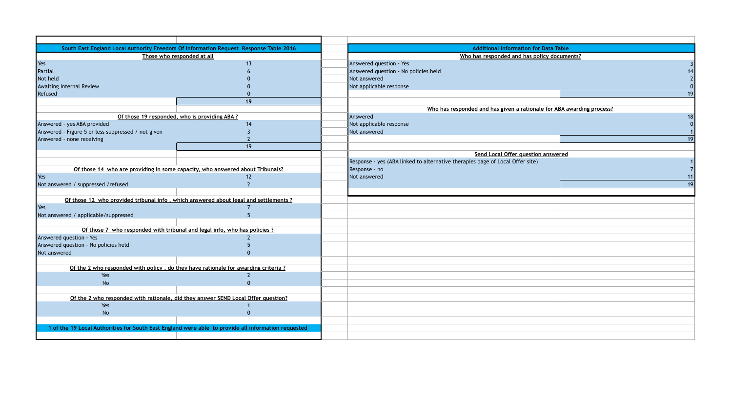| South East England Local Authority Freedom Of Information Request Response Table 2016 | |
|---|---|
| **Those who responded at all** | |
| Yes | 13 |
| Partial | 6 |
| Not held | 0 |
| Awaiting Internal Review | 0 |
| Refused | 0 |
| | 19 |
| **Of those 19 responded, who is providing ABA ?** | |
| Answered - yes ABA provided | 14 |
| Answered - Figure 5 or less suppressed / not given | 3 |
| Answered - none receiving | 2 |
| | 19 |
| **Of those 14 who are providing in some capacity, who answered about Tribunals?** | |
| Yes | 12 |
| Not answered / suppressed /refused | 2 |
| **Of those 12 who provided tribunal info , which answered about legal and settlements ?** | |
| Yes | 7 |
| Not answered / applicable/suppressed | 5 |
| **Of those 7 who responded with tribunal and legal info, who has policies ?** | |
| Answered question - Yes | 2 |
| Answered question - No policies held | 5 |
| Not answered | 0 |
| **Of the 2 who responded with policy , do they have rationale for awarding criteria ?** | |
| Yes | 2 |
| No | 0 |
| **Of the 2 who responded with rationale, did they answer SEND Local Offer question?** | |
| Yes | 1 |
| No | 0 |
| **1 of the 19 Local Authorities for South East England were able to provide all information requested** | |

| Additional information for Data Table | |
|---|---|
| **Who has responded and has policy documents?** | |
| Answered question - Yes | 3 |
| Answered question - No policies held | 14 |
| Not answered | 2 |
| Not applicable response | 0 |
| | 19 |
| **Who has responded and has given a rationale for ABA awarding process?** | |
| Answered | 18 |
| Not applicable response | 0 |
| Not answered | 1 |
| | 19 |
| **Send Local Offer question answered** | |
| Response - yes (ABA linked to alternative therapies page of Local Offer site) | 1 |
| Response - no | 7 |
| Not answered | 11 |
| | 19 |